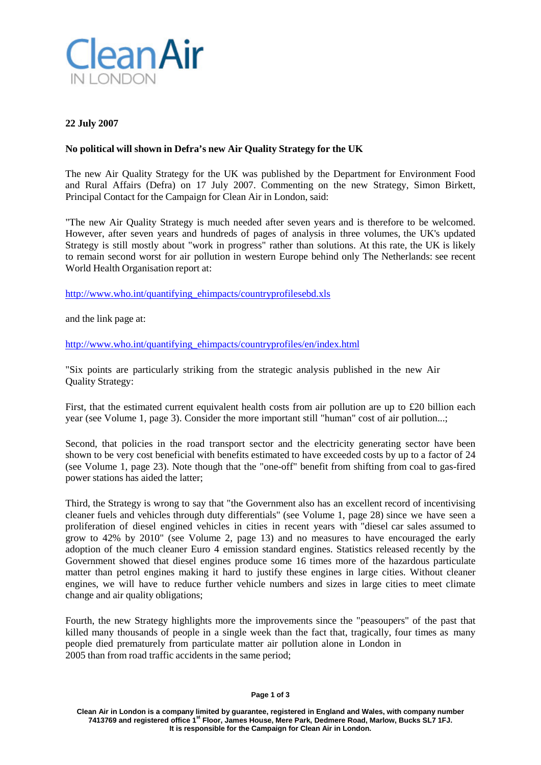Clean Air IN LONDON

**22 July 2007**

**No political will shown in Defra's new Air Quality Strategy for the UK**

The new Air Quality Strategy for the UK was published by the Department for Environment Food and Rural Affairs (Defra) on 17 July 2007. Commenting on the new Strategy, Simon Birkett, Principal Contact for the Campaign for Clean Air in London, said:

"The new Air Quality Strategy is much needed after seven years and is therefore to be welcomed. However, after seven years and hundreds of pages of analysis in three volumes, the UK's updated Strategy is still mostly about "work in progress" rather than solutions. At this rate, the UK is likely to remain second worst for air pollution in western Europe behind only The Netherlands: see recent World Health Organisation report at:

http://www.who.int/quantifying_ehimpacts/countryprofilesebd.xls

and the link page at:

http://www.who.int/quantifying_ehimpacts/countryprofiles/en/index.html

"Six points are particularly striking from the strategic analysis published in the new Air Quality Strategy:

First, that the estimated current equivalent health costs from air pollution are up to £20 billion each year (see Volume 1, page 3). Consider the more important still "human" cost of air pollution...;

Second, that policies in the road transport sector and the electricity generating sector have been shown to be very cost beneficial with benefits estimated to have exceeded costs by up to a factor of 24 (see Volume 1, page 23). Note though that the "one-off" benefit from shifting from coal to gas-fired power stations has aided the latter;

Third, the Strategy is wrong to say that "the Government also has an excellent record of incentivising cleaner fuels and vehicles through duty differentials" (see Volume 1, page 28) since we have seen a proliferation of diesel engined vehicles in cities in recent years with "diesel car sales assumed to grow to 42% by 2010" (see Volume 2, page 13) and no measures to have encouraged the early adoption of the much cleaner Euro 4 emission standard engines. Statistics released recently by the Government showed that diesel engines produce some 16 times more of the hazardous particulate matter than petrol engines making it hard to justify these engines in large cities. Without cleaner engines, we will have to reduce further vehicle numbers and sizes in large cities to meet climate change and air quality obligations;

Fourth, the new Strategy highlights more the improvements since the "peasoupers" of the past that killed many thousands of people in a single week than the fact that, tragically, four times as many people died prematurely from particulate matter air pollution alone in London in 2005 than from road traffic accidents in the same period;

Clean Air in London is a company limited by guarantee, registered in England and Wales, with company number 7413769 and registered office 1st Floor, James House, Mere Park, Dedmere Road, Marlow, Bucks SL7 1FJ. It is responsible for the Campaign for Clean Air in London.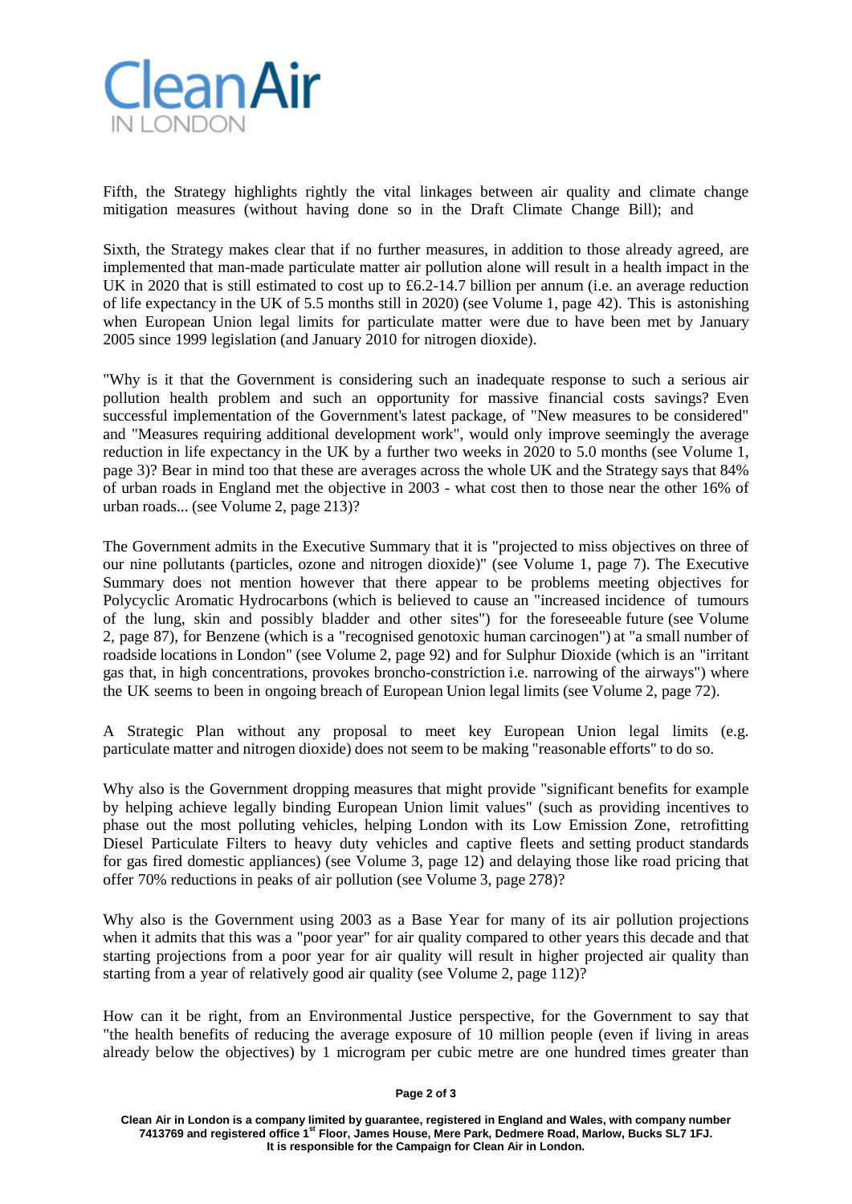Fifth, the Strategy highlights rightly the vital linkages between air quality and climate change mitigation measures (without having done so in the Draft Climate Change Bill); and

Sixth, the Strategy makes clear that if no further measures, in addition to those already agreed, are implemented that man-made particulate matter air pollution alone will result in a health impact in the UK in 2020 that is still estimated to cost up to £6.2-14.7 billion per annum (i.e. an average reduction of life expectancy in the UK of 5.5 months still in 2020) (see Volume 1, page 42). This is astonishing when European Union legal limits for particulate matter were due to have been met by January 2005 since 1999 legislation (and January 2010 for nitrogen dioxide).

"Why is it that the Government is considering such an inadequate response to such a serious air pollution health problem and such an opportunity for massive financial costs savings? Even successful implementation of the Government's latest package, of "New measures to be considered" and "Measures requiring additional development work", would only improve seemingly the average reduction in life expectancy in the UK by a further two weeks in 2020 to 5.0 months (see Volume 1, page 3)? Bear in mind too that these are averages across the whole UK and the Strategy says that 84% of urban roads in England met the objective in 2003 - what cost then to those near the other 16% of urban roads... (see Volume 2, page 213)?

The Government admits in the Executive Summary that it is "projected to miss objectives on three of our nine pollutants (particles, ozone and nitrogen dioxide)" (see Volume 1, page 7). The Executive Summary does not mention however that there appear to be problems meeting objectives for Polycyclic Aromatic Hydrocarbons (which is believed to cause an "increased incidence of tumours of the lung, skin and possibly bladder and other sites") for the foreseeable future (see Volume 2, page 87), for Benzene (which is a "recognised genotoxic human carcinogen") at "a small number of roadside locations in London" (see Volume 2, page 92) and for Sulphur Dioxide (which is an "irritant gas that, in high concentrations, provokes broncho-constriction i.e. narrowing of the airways") where the UK seems to been in ongoing breach of European Union legal limits (see Volume 2, page 72).

A Strategic Plan without any proposal to meet key European Union legal limits (e.g. particulate matter and nitrogen dioxide) does not seem to be making "reasonable efforts" to do so.

Why also is the Government dropping measures that might provide "significant benefits for example by helping achieve legally binding European Union limit values" (such as providing incentives to phase out the most polluting vehicles, helping London with its Low Emission Zone, retrofitting Diesel Particulate Filters to heavy duty vehicles and captive fleets and setting product standards for gas fired domestic appliances) (see Volume 3, page 12) and delaying those like road pricing that offer 70% reductions in peaks of air pollution (see Volume 3, page 278)?

Why also is the Government using 2003 as a Base Year for many of its air pollution projections when it admits that this was a "poor year" for air quality compared to other years this decade and that starting projections from a poor year for air quality will result in higher projected air quality than starting from a year of relatively good air quality (see Volume 2, page 112)?

How can it be right, from an Environmental Justice perspective, for the Government to say that "the health benefits of reducing the average exposure of 10 million people (even if living in areas already below the objectives) by 1 microgram per cubic metre are one hundred times greater than

Clean Air in London is a company limited by guarantee, registered in England and Wales, with company number 7413769 and registered office 1st Floor, James House, Mere Park, Dedmere Road, Marlow, Bucks SL7 1FJ. It is responsible for the Campaign for Clean Air in London.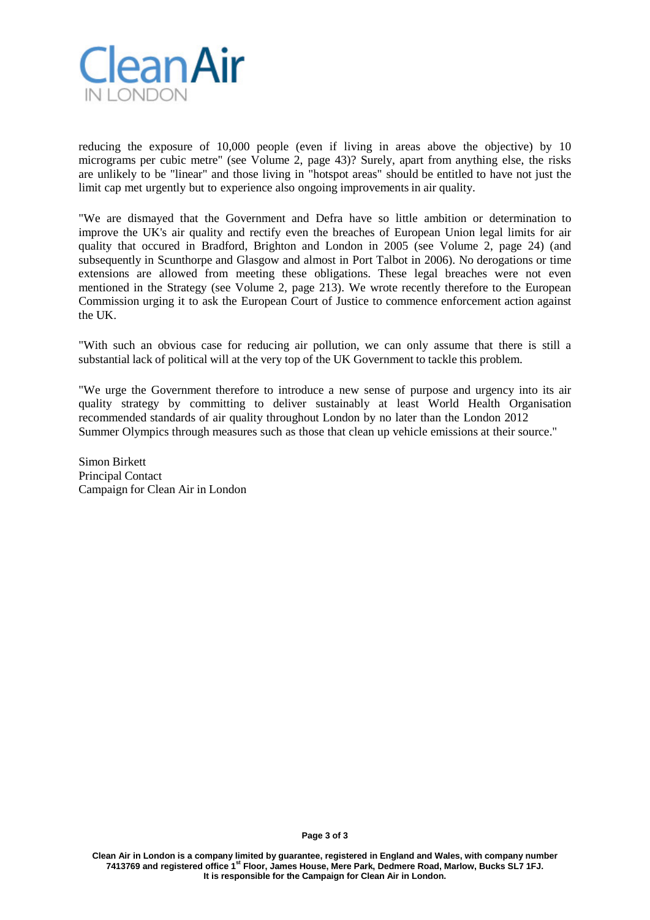reducing the exposure of 10,000 people (even if living in areas above the objective) by 10 micrograms per cubic metre" (see Volume 2, page 43)? Surely, apart from anything else, the risks are unlikely to be "linear" and those living in "hotspot areas" should be entitled to have not just the limit cap met urgently but to experience also ongoing improvements in air quality.

"We are dismayed that the Government and Defra have so little ambition or determination to improve the UK's air quality and rectify even the breaches of European Union legal limits for air quality that occured in Bradford, Brighton and London in 2005 (see Volume 2, page 24) (and subsequently in Scunthorpe and Glasgow and almost in Port Talbot in 2006). No derogations or time extensions are allowed from meeting these obligations. These legal breaches were not even mentioned in the Strategy (see Volume 2, page 213). We wrote recently therefore to the European Commission urging it to ask the European Court of Justice to commence enforcement action against the UK.

"With such an obvious case for reducing air pollution, we can only assume that there is still a substantial lack of political will at the very top of the UK Government to tackle this problem.

"We urge the Government therefore to introduce a new sense of purpose and urgency into its air quality strategy by committing to deliver sustainably at least World Health Organisation recommended standards of air quality throughout London by no later than the London 2012 Summer Olympics through measures such as those that clean up vehicle emissions at their source."

Simon Birkett
Principal Contact
Campaign for Clean Air in London

**Clean Air in London is a company limited by guarantee, registered in England and Wales, with company number 7413769 and registered office 1st Floor, James House, Mere Park, Dedmere Road, Marlow, Bucks SL7 1FJ. It is responsible for the Campaign for Clean Air in London.**